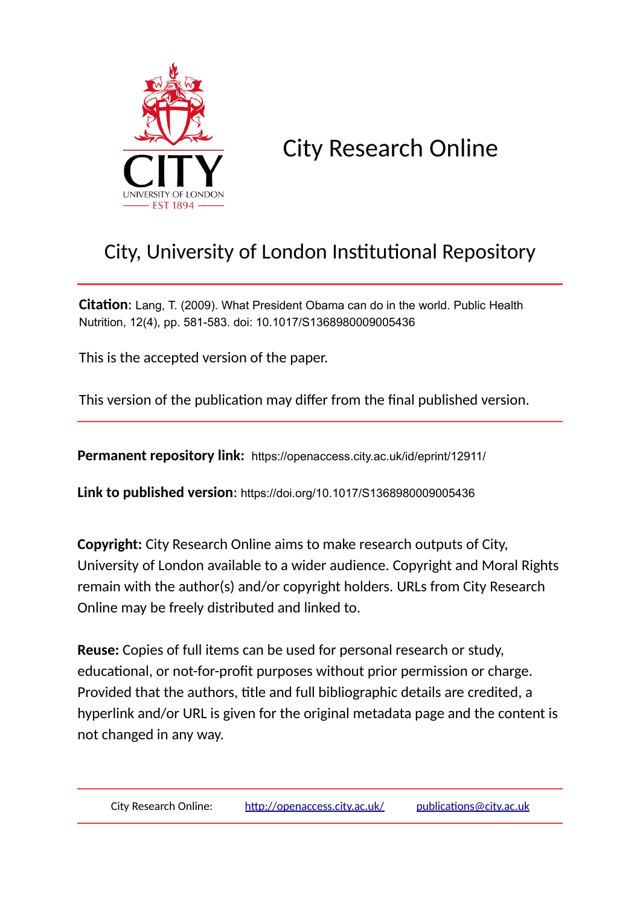# City Research Online

## City, University of London Institutional Repository

**Citation**: Lang, T. (2009). What President Obama can do in the world. Public Health Nutrition, 12(4), pp. 581-583. doi: 10.1017/S1368980009005436

This is the accepted version of the paper.

This version of the publication may differ from the final published version.

**Permanent repository link:** https://openaccess.city.ac.uk/id/eprint/12911/

**Link to published version**: https://doi.org/10.1017/S1368980009005436

**Copyright:** City Research Online aims to make research outputs of City, University of London available to a wider audience. Copyright and Moral Rights remain with the author(s) and/or copyright holders. URLs from City Research Online may be freely distributed and linked to.

**Reuse:** Copies of full items can be used for personal research or study, educational, or not-for-profit purposes without prior permission or charge. Provided that the authors, title and full bibliographic details are credited, a hyperlink and/or URL is given for the original metadata page and the content is not changed in any way.

City Research Online: http://openaccess.city.ac.uk/ publications@city.ac.uk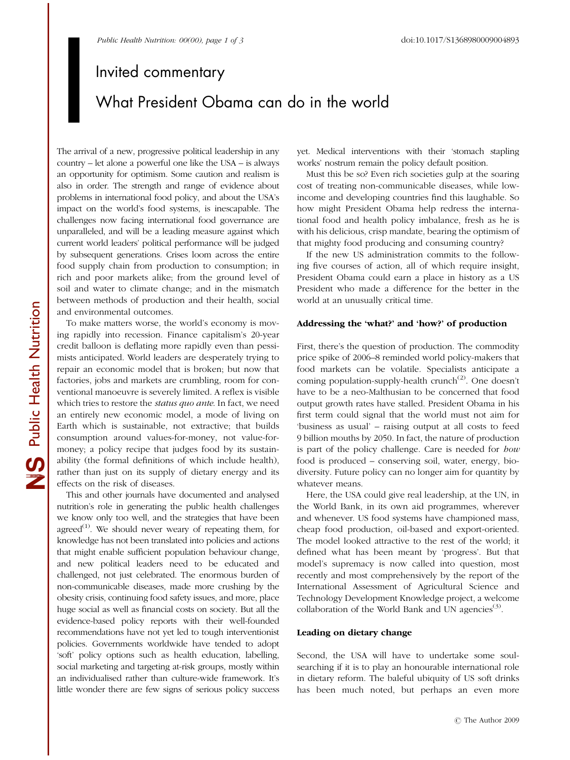# Invited commentary

## What President Obama can do in the world

The arrival of a new, progressive political leadership in any country – let alone a powerful one like the USA – is always an opportunity for optimism. Some caution and realism is also in order. The strength and range of evidence about problems in international food policy, and about the USA's impact on the world's food systems, is inescapable. The challenges now facing international food governance are unparalleled, and will be a leading measure against which current world leaders' political performance will be judged by subsequent generations. Crises loom across the entire food supply chain from production to consumption; in rich and poor markets alike; from the ground level of soil and water to climate change; and in the mismatch between methods of production and their health, social and environmental outcomes.

To make matters worse, the world's economy is moving rapidly into recession. Finance capitalism's 20-year credit balloon is deflating more rapidly even than pessimists anticipated. World leaders are desperately trying to repair an economic model that is broken; but now that factories, jobs and markets are crumbling, room for conventional manoeuvre is severely limited. A reflex is visible which tries to restore the *status quo ante*. In fact, we need an entirely new economic model, a mode of living on Earth which is sustainable, not extractive; that builds consumption around values-for-money, not value-for-money; a policy recipe that judges food by its sustainability (the formal definitions of which include health), rather than just on its supply of dietary energy and its effects on the risk of diseases.

This and other journals have documented and analysed nutrition's role in generating the public health challenges we know only too well, and the strategies that have been agreed[1]. We should never weary of repeating them, for knowledge has not been translated into policies and actions that might enable sufficient population behaviour change, and new political leaders need to be educated and challenged, not just celebrated. The enormous burden of non-communicable diseases, made more crushing by the obesity crisis, continuing food safety issues, and more, place huge social as well as financial costs on society. But all the evidence-based policy reports with their well-founded recommendations have not yet led to tough interventionist policies. Governments worldwide have tended to adopt 'soft' policy options such as health education, labelling, social marketing and targeting at-risk groups, mostly within an individualised rather than culture-wide framework. It's little wonder there are few signs of serious policy success yet. Medical interventions with their 'stomach stapling works' nostrum remain the policy default position.

Must this be so? Even rich societies gulp at the soaring cost of treating non-communicable diseases, while low-income and developing countries find this laughable. So how might President Obama help redress the international food and health policy imbalance, fresh as he is with his delicious, crisp mandate, bearing the optimism of that mighty food producing and consuming country?

If the new US administration commits to the following five courses of action, all of which require insight, President Obama could earn a place in history as a US President who made a difference for the better in the world at an unusually critical time.

### Addressing the 'what?' and 'how?' of production

First, there's the question of production. The commodity price spike of 2006–8 reminded world policy-makers that food markets can be volatile. Specialists anticipate a coming population-supply-health crunch[2]. One doesn't have to be a neo-Malthusian to be concerned that food output growth rates have stalled. President Obama in his first term could signal that the world must not aim for 'business as usual' – raising output at all costs to feed 9 billion mouths by 2050. In fact, the nature of production is part of the policy challenge. Care is needed for *how* food is produced – conserving soil, water, energy, biodiversity. Future policy can no longer aim for quantity by whatever means.

Here, the USA could give real leadership, at the UN, in the World Bank, in its own aid programmes, wherever and whenever. US food systems have championed mass, cheap food production, oil-based and export-oriented. The model looked attractive to the rest of the world; it defined what has been meant by 'progress'. But that model's supremacy is now called into question, most recently and most comprehensively by the report of the International Assessment of Agricultural Science and Technology Development Knowledge project, a welcome collaboration of the World Bank and UN agencies[3].

### Leading on dietary change

Second, the USA will have to undertake some soul-searching if it is to play an honourable international role in dietary reform. The baleful ubiquity of US soft drinks has been much noted, but perhaps an even more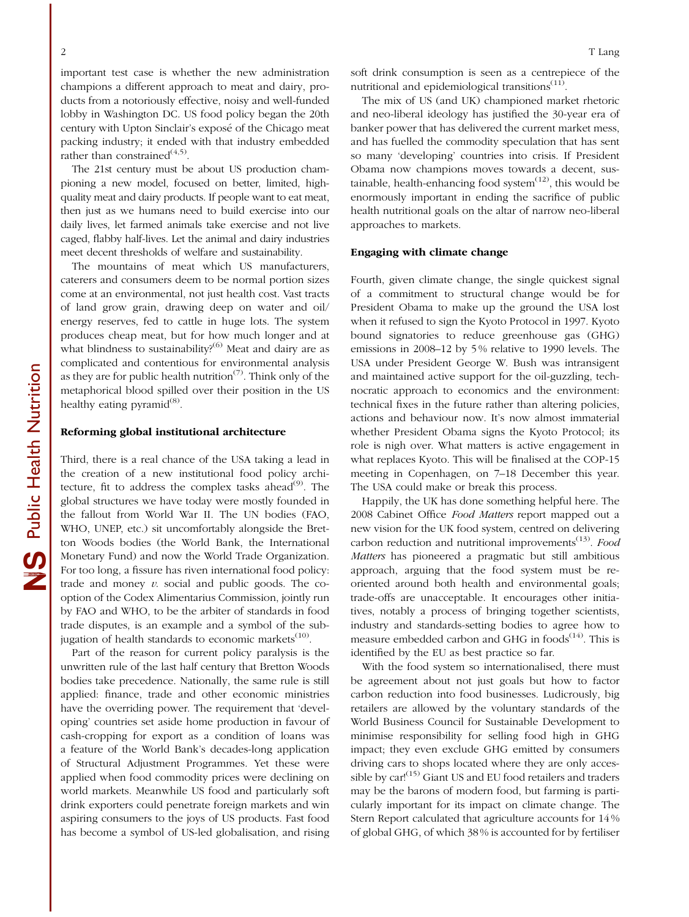important test case is whether the new administration champions a different approach to meat and dairy, products from a notoriously effective, noisy and well-funded lobby in Washington DC. US food policy began the 20th century with Upton Sinclair's exposé of the Chicago meat packing industry; it ended with that industry embedded rather than constrained[4,5].

The 21st century must be about US production championing a new model, focused on better, limited, high-quality meat and dairy products. If people want to eat meat, then just as we humans need to build exercise into our daily lives, let farmed animals take exercise and not live caged, flabby half-lives. Let the animal and dairy industries meet decent thresholds of welfare and sustainability.

The mountains of meat which US manufacturers, caterers and consumers deem to be normal portion sizes come at an environmental, not just health cost. Vast tracts of land grow grain, drawing deep on water and oil/energy reserves, fed to cattle in huge lots. The system produces cheap meat, but for how much longer and at what blindness to sustainability?[6] Meat and dairy are as complicated and contentious for environmental analysis as they are for public health nutrition[7]. Think only of the metaphorical blood spilled over their position in the US healthy eating pyramid[8].

### Reforming global institutional architecture

Third, there is a real chance of the USA taking a lead in the creation of a new institutional food policy architecture, fit to address the complex tasks ahead[9]. The global structures we have today were mostly founded in the fallout from World War II. The UN bodies (FAO, WHO, UNEP, etc.) sit uncomfortably alongside the Bretton Woods bodies (the World Bank, the International Monetary Fund) and now the World Trade Organization. For too long, a fissure has riven international food policy: trade and money *v.* social and public goods. The co-option of the Codex Alimentarius Commission, jointly run by FAO and WHO, to be the arbiter of standards in food trade disputes, is an example and a symbol of the subjugation of health standards to economic markets[10].

Part of the reason for current policy paralysis is the unwritten rule of the last half century that Bretton Woods bodies take precedence. Nationally, the same rule is still applied: finance, trade and other economic ministries have the overriding power. The requirement that 'developing' countries set aside home production in favour of cash-cropping for export as a condition of loans was a feature of the World Bank's decades-long application of Structural Adjustment Programmes. Yet these were applied when food commodity prices were declining on world markets. Meanwhile US food and particularly soft drink exporters could penetrate foreign markets and win aspiring consumers to the joys of US products. Fast food has become a symbol of US-led globalisation, and rising soft drink consumption is seen as a centrepiece of the nutritional and epidemiological transitions[11].

The mix of US (and UK) championed market rhetoric and neo-liberal ideology has justified the 30-year era of banker power that has delivered the current market mess, and has fuelled the commodity speculation that has sent so many 'developing' countries into crisis. If President Obama now champions moves towards a decent, sustainable, health-enhancing food system[12], this would be enormously important in ending the sacrifice of public health nutritional goals on the altar of narrow neo-liberal approaches to markets.

### Engaging with climate change

Fourth, given climate change, the single quickest signal of a commitment to structural change would be for President Obama to make up the ground the USA lost when it refused to sign the Kyoto Protocol in 1997. Kyoto bound signatories to reduce greenhouse gas (GHG) emissions in 2008–12 by 5 % relative to 1990 levels. The USA under President George W. Bush was intransigent and maintained active support for the oil-guzzling, technocratic approach to economics and the environment: technical fixes in the future rather than altering policies, actions and behaviour now. It's now almost immaterial whether President Obama signs the Kyoto Protocol; its role is nigh over. What matters is active engagement in what replaces Kyoto. This will be finalised at the COP-15 meeting in Copenhagen, on 7–18 December this year. The USA could make or break this process.

Happily, the UK has done something helpful here. The 2008 Cabinet Office *Food Matters* report mapped out a new vision for the UK food system, centred on delivering carbon reduction and nutritional improvements[13]. *Food Matters* has pioneered a pragmatic but still ambitious approach, arguing that the food system must be re-oriented around both health and environmental goals; trade-offs are unacceptable. It encourages other initiatives, notably a process of bringing together scientists, industry and standards-setting bodies to agree how to measure embedded carbon and GHG in foods[14]. This is identified by the EU as best practice so far.

With the food system so internationalised, there must be agreement about not just goals but how to factor carbon reduction into food businesses. Ludicrously, big retailers are allowed by the voluntary standards of the World Business Council for Sustainable Development to minimise responsibility for selling food high in GHG impact; they even exclude GHG emitted by consumers driving cars to shops located where they are only accessible by car![15] Giant US and EU food retailers and traders may be the barons of modern food, but farming is particularly important for its impact on climate change. The Stern Report calculated that agriculture accounts for 14 % of global GHG, of which 38 % is accounted for by fertiliser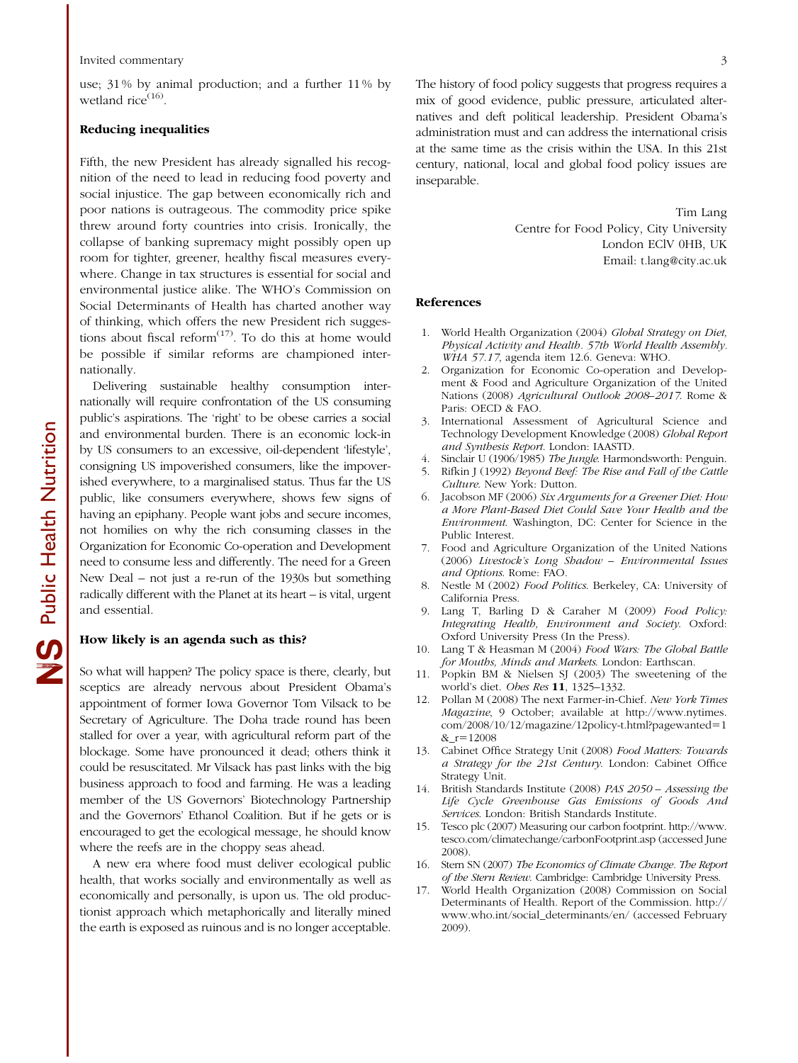use; 31 % by animal production; and a further 11 % by wetland rice[16].

### Reducing inequalities

Fifth, the new President has already signalled his recognition of the need to lead in reducing food poverty and social injustice. The gap between economically rich and poor nations is outrageous. The commodity price spike threw around forty countries into crisis. Ironically, the collapse of banking supremacy might possibly open up room for tighter, greener, healthy fiscal measures everywhere. Change in tax structures is essential for social and environmental justice alike. The WHO's Commission on Social Determinants of Health has charted another way of thinking, which offers the new President rich suggestions about fiscal reform[17]. To do this at home would be possible if similar reforms are championed internationally.

Delivering sustainable healthy consumption internationally will require confrontation of the US consuming public's aspirations. The 'right' to be obese carries a social and environmental burden. There is an economic lock-in by US consumers to an excessive, oil-dependent 'lifestyle', consigning US impoverished consumers, like the impoverished everywhere, to a marginalised status. Thus far the US public, like consumers everywhere, shows few signs of having an epiphany. People want jobs and secure incomes, not homilies on why the rich consuming classes in the Organization for Economic Co-operation and Development need to consume less and differently. The need for a Green New Deal – not just a re-run of the 1930s but something radically different with the Planet at its heart – is vital, urgent and essential.

### How likely is an agenda such as this?

So what will happen? The policy space is there, clearly, but sceptics are already nervous about President Obama's appointment of former Iowa Governor Tom Vilsack to be Secretary of Agriculture. The Doha trade round has been stalled for over a year, with agricultural reform part of the blockage. Some have pronounced it dead; others think it could be resuscitated. Mr Vilsack has past links with the big business approach to food and farming. He was a leading member of the US Governors' Biotechnology Partnership and the Governors' Ethanol Coalition. But if he gets or is encouraged to get the ecological message, he should know where the reefs are in the choppy seas ahead.

A new era where food must deliver ecological public health, that works socially and environmentally as well as economically and personally, is upon us. The old productionist approach which metaphorically and literally mined the earth is exposed as ruinous and is no longer acceptable. The history of food policy suggests that progress requires a mix of good evidence, public pressure, articulated alternatives and deft political leadership. President Obama's administration must and can address the international crisis at the same time as the crisis within the USA. In this 21st century, national, local and global food policy issues are inseparable.

Tim Lang
Centre for Food Policy, City University
London ECIV 0HB, UK
Email: t.lang@city.ac.uk

### References

1. World Health Organization (2004) *Global Strategy on Diet, Physical Activity and Health. 57th World Health Assembly. WHA 57.17*, agenda item 12.6. Geneva: WHO.
2. Organization for Economic Co-operation and Development & Food and Agriculture Organization of the United Nations (2008) *Agricultural Outlook 2008–2017*. Rome & Paris: OECD & FAO.
3. International Assessment of Agricultural Science and Technology Development Knowledge (2008) *Global Report and Synthesis Report*. London: IAASTD.
4. Sinclair U (1906/1985) *The Jungle*. Harmondsworth: Penguin.
5. Rifkin J (1992) *Beyond Beef: The Rise and Fall of the Cattle Culture*. New York: Dutton.
6. Jacobson MF (2006) *Six Arguments for a Greener Diet: How a More Plant-Based Diet Could Save Your Health and the Environment*. Washington, DC: Center for Science in the Public Interest.
7. Food and Agriculture Organization of the United Nations (2006) *Livestock's Long Shadow – Environmental Issues and Options*. Rome: FAO.
8. Nestle M (2002) *Food Politics*. Berkeley, CA: University of California Press.
9. Lang T, Barling D & Caraher M (2009) *Food Policy: Integrating Health, Environment and Society*. Oxford: Oxford University Press (In the Press).
10. Lang T & Heasman M (2004) *Food Wars: The Global Battle for Mouths, Minds and Markets*. London: Earthscan.
11. Popkin BM & Nielsen SJ (2003) The sweetening of the world's diet. *Obes Res* **11**, 1325–1332.
12. Pollan M (2008) The next Farmer-in-Chief. *New York Times Magazine*, 9 October; available at http://www.nytimes.com/2008/10/12/magazine/12policy-t.html?pagewanted=1&_r=12008
13. Cabinet Office Strategy Unit (2008) *Food Matters: Towards a Strategy for the 21st Century*. London: Cabinet Office Strategy Unit.
14. British Standards Institute (2008) *PAS 2050 – Assessing the Life Cycle Greenhouse Gas Emissions of Goods And Services*. London: British Standards Institute.
15. Tesco plc (2007) Measuring our carbon footprint. http://www.tesco.com/climatechange/carbonFootprint.asp (accessed June 2008).
16. Stern SN (2007) *The Economics of Climate Change. The Report of the Stern Review*. Cambridge: Cambridge University Press.
17. World Health Organization (2008) Commission on Social Determinants of Health. Report of the Commission. http://www.who.int/social_determinants/en/ (accessed February 2009).